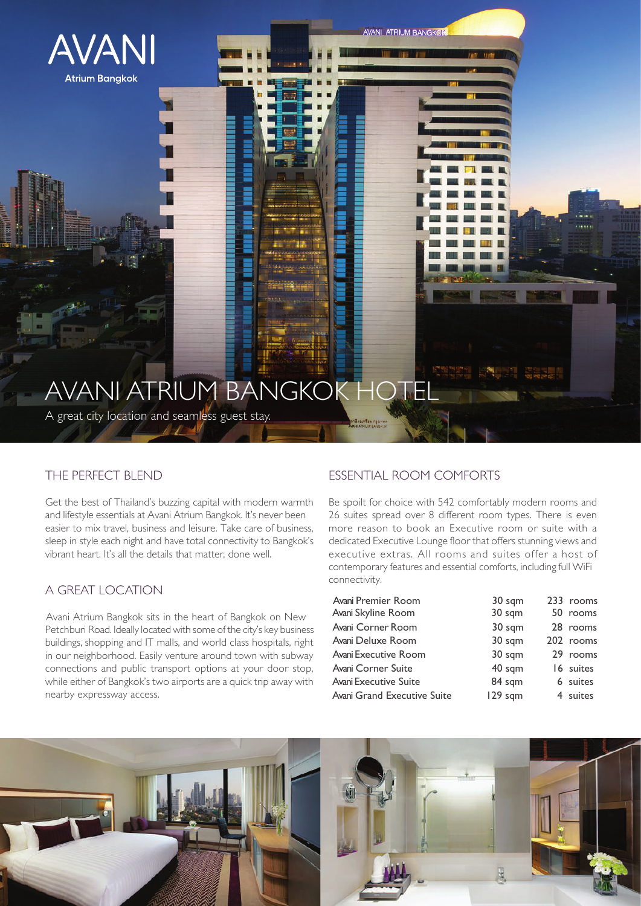AVANI

Atrium Bangkok

# AVANI ATRIUM BANGKOK HOTEL

A great city location and seamless guest stay.

## THE PERFECT BLEND

Get the best of Thailand's buzzing capital with modern warmth and lifestyle essentials at Avani Atrium Bangkok. It's never been easier to mix travel, business and leisure. Take care of business, sleep in style each night and have total connectivity to Bangkok's vibrant heart. It's all the details that matter, done well.

## A GREAT LOCATION

Avani Atrium Bangkok sits in the heart of Bangkok on New Petchburi Road. Ideally located with some of the city's key business buildings, shopping and IT malls, and world class hospitals, right in our neighborhood. Easily venture around town with subway connections and public transport options at your door stop, while either of Bangkok's two airports are a quick trip away with nearby expressway access.

## ESSENTIAL ROOM COMFORTS

Be spoilt for choice with 542 comfortably modern rooms and 26 suites spread over 8 different room types. There is even more reason to book an Executive room or suite with a dedicated Executive Lounge floor that offers stunning views and executive extras. All rooms and suites offer a host of contemporary features and essential comforts, including full WiFi connectivity.

| Room type | Size | Quantity |
|---|---|---|
| Avani Premier Room | 30 sqm | 233 rooms |
| Avani Skyline Room | 30 sqm | 50 rooms |
| Avani Corner Room | 30 sqm | 28 rooms |
| Avani Deluxe Room | 30 sqm | 202 rooms |
| Avani Executive Room | 30 sqm | 29 rooms |
| Avani Corner Suite | 40 sqm | 16 suites |
| Avani Executive Suite | 84 sqm | 6 suites |
| Avani Grand Executive Suite | 129 sqm | 4 suites |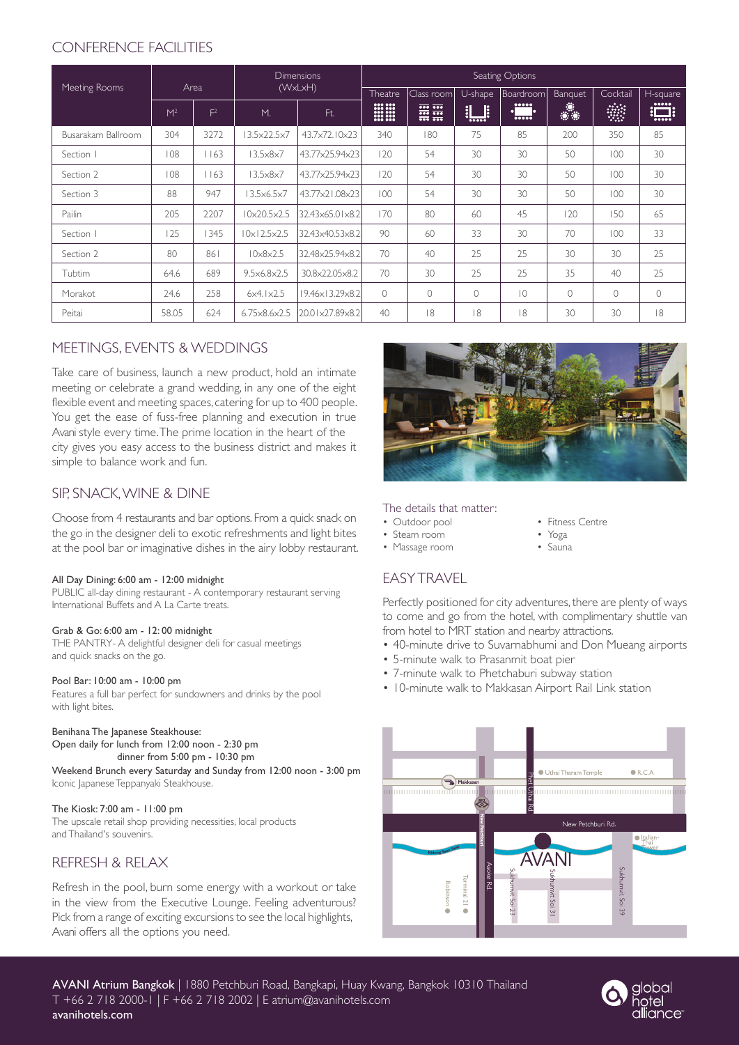## CONFERENCE FACILITIES

| Meeting Rooms | Area | | Dimensions (WxLxH) | | Seating Options | | | | | | |
|---|---|---|---|---|---|---|---|---|---|---|---|
| | | | | | Theatre | Class room | U-shape | Boardroom | Banquet | Cocktail | H-square |
| | M² | F² | M. | Ft. | | | | | | | |
| Busarakam Ballroom | 304 | 3272 | 13.5x22.5x7 | 43.7x72.10x23 | 340 | 180 | 75 | 85 | 200 | 350 | 85 |
| Section 1 | 108 | 1163 | 13.5x8x7 | 43.77x25.94x23 | 120 | 54 | 30 | 30 | 50 | 100 | 30 |
| Section 2 | 108 | 1163 | 13.5x8x7 | 43.77x25.94x23 | 120 | 54 | 30 | 30 | 50 | 100 | 30 |
| Section 3 | 88 | 947 | 13.5x6.5x7 | 43.77x21.08x23 | 100 | 54 | 30 | 30 | 50 | 100 | 30 |
| Pailin | 205 | 2207 | 10x20.5x2.5 | 32.43x65.01x8.2 | 170 | 80 | 60 | 45 | 120 | 150 | 65 |
| Section 1 | 125 | 1345 | 10x12.5x2.5 | 32.43x40.53x8.2 | 90 | 60 | 33 | 30 | 70 | 100 | 33 |
| Section 2 | 80 | 861 | 10x8x2.5 | 32.48x25.94x8.2 | 70 | 40 | 25 | 25 | 30 | 30 | 25 |
| Tubtim | 64.6 | 689 | 9.5x6.8x2.5 | 30.8x22.05x8.2 | 70 | 30 | 25 | 25 | 35 | 40 | 25 |
| Morakot | 24.6 | 258 | 6x4.1x2.5 | 19.46x13.29x8.2 | 0 | 0 | 0 | 10 | 0 | 0 | 0 |
| Peitai | 58.05 | 624 | 6.75x8.6x2.5 | 20.01x27.89x8.2 | 40 | 18 | 18 | 18 | 30 | 30 | 18 |

## MEETINGS, EVENTS & WEDDINGS

Take care of business, launch a new product, hold an intimate meeting or celebrate a grand wedding, in any one of the eight flexible event and meeting spaces, catering for up to 400 people. You get the ease of fuss-free planning and execution in true Avani style every time. The prime location in the heart of the city gives you easy access to the business district and makes it simple to balance work and fun.

## SIP, SNACK, WINE & DINE

Choose from 4 restaurants and bar options. From a quick snack on the go in the designer deli to exotic refreshments and light bites at the pool bar or imaginative dishes in the airy lobby restaurant.

All Day Dining: 6:00 am - 12:00 midnight
PUBLIC all-day dining restaurant - A contemporary restaurant serving International Buffets and A La Carte treats.

Grab & Go: 6:00 am - 12: 00 midnight
THE PANTRY- A delightful designer deli for casual meetings and quick snacks on the go.

Pool Bar: 10:00 am - 10:00 pm
Features a full bar perfect for sundowners and drinks by the pool with light bites.

Benihana The Japanese Steakhouse:
Open daily for lunch from 12:00 noon - 2:30 pm
dinner from 5:00 pm - 10:30 pm
Weekend Brunch every Saturday and Sunday from 12:00 noon - 3:00 pm
Iconic Japanese Teppanyaki Steakhouse.

The Kiosk: 7:00 am - 11:00 pm
The upscale retail shop providing necessities, local products and Thailand's souvenirs.

## REFRESH & RELAX

Refresh in the pool, burn some energy with a workout or take in the view from the Executive Lounge. Feeling adventurous? Pick from a range of exciting excursions to see the local highlights, Avani offers all the options you need.

The details that matter:

- Outdoor pool
- Steam room
- Massage room
- Fitness Centre
- Yoga
- Sauna

## EASY TRAVEL

Perfectly positioned for city adventures, there are plenty of ways to come and go from the hotel, with complimentary shuttle van from hotel to MRT station and nearby attractions.

- 40-minute drive to Suvarnabhumi and Don Mueang airports
- 5-minute walk to Prasanmit boat pier
- 7-minute walk to Phetchaburi subway station
- 10-minute walk to Makkasan Airport Rail Link station

Makkasan
Uthai Tharam Temple
R.C.A
Phet Uthai Rd.
New Petchburi Rd.
New Petchburi
Italian-Thai Tower
Khlong Saen Saeb
AVANI
Robinson
Terminal 21
Asoke Rd.
Sukhumvit Soi 23
Sukhumvit Soi 31
Sukhumvit Soi 39

**AVANI Atrium Bangkok** | 1880 Petchburi Road, Bangkapi, Huay Kwang, Bangkok 10310 Thailand
T +66 2 718 2000-1 | F +66 2 718 2002 | E atrium@avanihotels.com
**avanihotels.com**

global hotel alliance